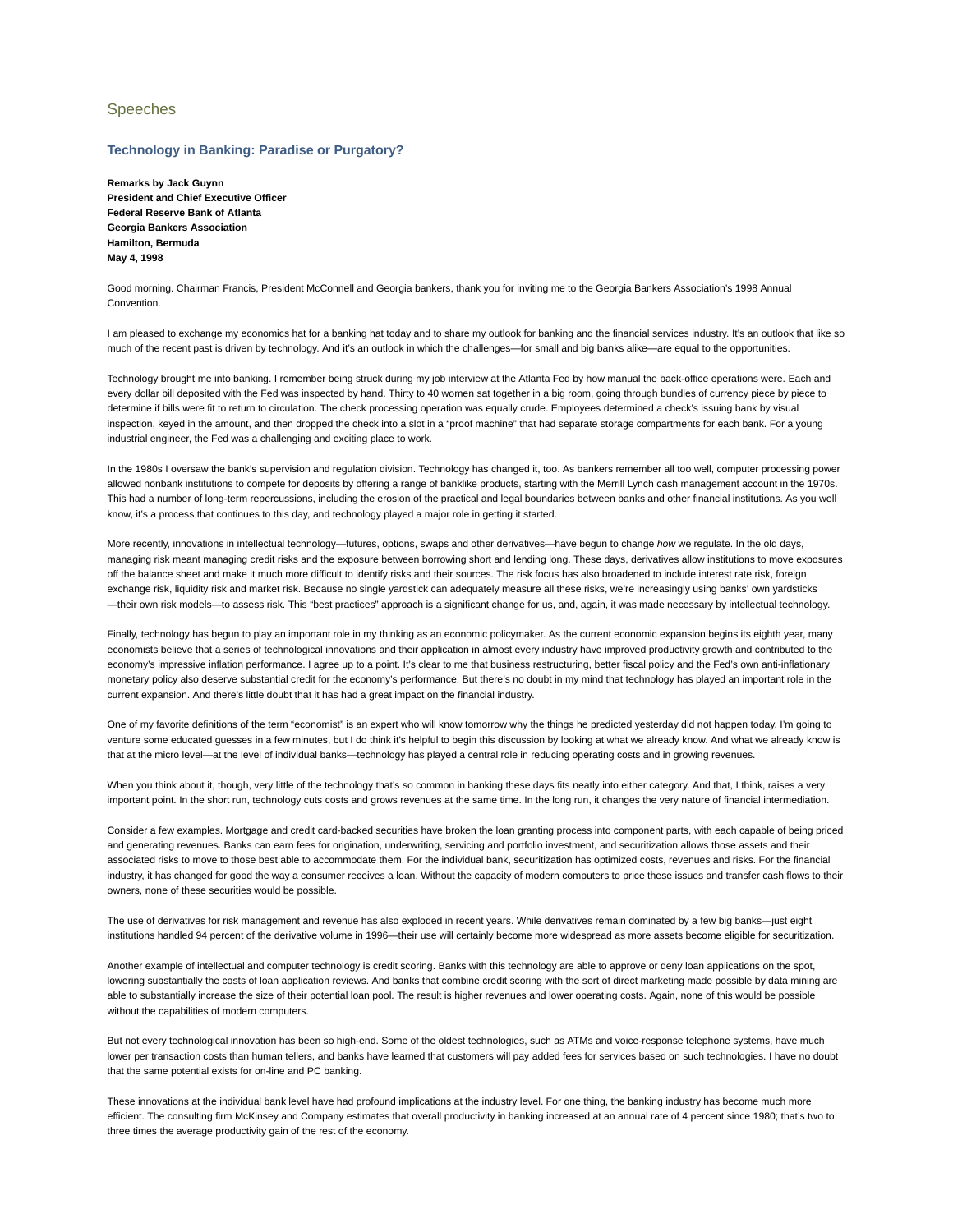## Speeches

### Technology in Banking: Paradise or Purgatory?

**Remarks by Jack Guynn**
**President and Chief Executive Officer**
**Federal Reserve Bank of Atlanta**
**Georgia Bankers Association**
**Hamilton, Bermuda**
**May 4, 1998**

Good morning. Chairman Francis, President McConnell and Georgia bankers, thank you for inviting me to the Georgia Bankers Association's 1998 Annual Convention.

I am pleased to exchange my economics hat for a banking hat today and to share my outlook for banking and the financial services industry. It's an outlook that like so much of the recent past is driven by technology. And it's an outlook in which the challenges—for small and big banks alike—are equal to the opportunities.

Technology brought me into banking. I remember being struck during my job interview at the Atlanta Fed by how manual the back-office operations were. Each and every dollar bill deposited with the Fed was inspected by hand. Thirty to 40 women sat together in a big room, going through bundles of currency piece by piece to determine if bills were fit to return to circulation. The check processing operation was equally crude. Employees determined a check's issuing bank by visual inspection, keyed in the amount, and then dropped the check into a slot in a "proof machine" that had separate storage compartments for each bank. For a young industrial engineer, the Fed was a challenging and exciting place to work.

In the 1980s I oversaw the bank's supervision and regulation division. Technology has changed it, too. As bankers remember all too well, computer processing power allowed nonbank institutions to compete for deposits by offering a range of banklike products, starting with the Merrill Lynch cash management account in the 1970s. This had a number of long-term repercussions, including the erosion of the practical and legal boundaries between banks and other financial institutions. As you well know, it's a process that continues to this day, and technology played a major role in getting it started.

More recently, innovations in intellectual technology—futures, options, swaps and other derivatives—have begun to change *how* we regulate. In the old days, managing risk meant managing credit risks and the exposure between borrowing short and lending long. These days, derivatives allow institutions to move exposures off the balance sheet and make it much more difficult to identify risks and their sources. The risk focus has also broadened to include interest rate risk, foreign exchange risk, liquidity risk and market risk. Because no single yardstick can adequately measure all these risks, we're increasingly using banks' own yardsticks —their own risk models—to assess risk. This "best practices" approach is a significant change for us, and, again, it was made necessary by intellectual technology.

Finally, technology has begun to play an important role in my thinking as an economic policymaker. As the current economic expansion begins its eighth year, many economists believe that a series of technological innovations and their application in almost every industry have improved productivity growth and contributed to the economy's impressive inflation performance. I agree up to a point. It's clear to me that business restructuring, better fiscal policy and the Fed's own anti-inflationary monetary policy also deserve substantial credit for the economy's performance. But there's no doubt in my mind that technology has played an important role in the current expansion. And there's little doubt that it has had a great impact on the financial industry.

One of my favorite definitions of the term "economist" is an expert who will know tomorrow why the things he predicted yesterday did not happen today. I'm going to venture some educated guesses in a few minutes, but I do think it's helpful to begin this discussion by looking at what we already know. And what we already know is that at the micro level—at the level of individual banks—technology has played a central role in reducing operating costs and in growing revenues.

When you think about it, though, very little of the technology that's so common in banking these days fits neatly into either category. And that, I think, raises a very important point. In the short run, technology cuts costs and grows revenues at the same time. In the long run, it changes the very nature of financial intermediation.

Consider a few examples. Mortgage and credit card-backed securities have broken the loan granting process into component parts, with each capable of being priced and generating revenues. Banks can earn fees for origination, underwriting, servicing and portfolio investment, and securitization allows those assets and their associated risks to move to those best able to accommodate them. For the individual bank, securitization has optimized costs, revenues and risks. For the financial industry, it has changed for good the way a consumer receives a loan. Without the capacity of modern computers to price these issues and transfer cash flows to their owners, none of these securities would be possible.

The use of derivatives for risk management and revenue has also exploded in recent years. While derivatives remain dominated by a few big banks—just eight institutions handled 94 percent of the derivative volume in 1996—their use will certainly become more widespread as more assets become eligible for securitization.

Another example of intellectual and computer technology is credit scoring. Banks with this technology are able to approve or deny loan applications on the spot, lowering substantially the costs of loan application reviews. And banks that combine credit scoring with the sort of direct marketing made possible by data mining are able to substantially increase the size of their potential loan pool. The result is higher revenues and lower operating costs. Again, none of this would be possible without the capabilities of modern computers.

But not every technological innovation has been so high-end. Some of the oldest technologies, such as ATMs and voice-response telephone systems, have much lower per transaction costs than human tellers, and banks have learned that customers will pay added fees for services based on such technologies. I have no doubt that the same potential exists for on-line and PC banking.

These innovations at the individual bank level have had profound implications at the industry level. For one thing, the banking industry has become much more efficient. The consulting firm McKinsey and Company estimates that overall productivity in banking increased at an annual rate of 4 percent since 1980; that's two to three times the average productivity gain of the rest of the economy.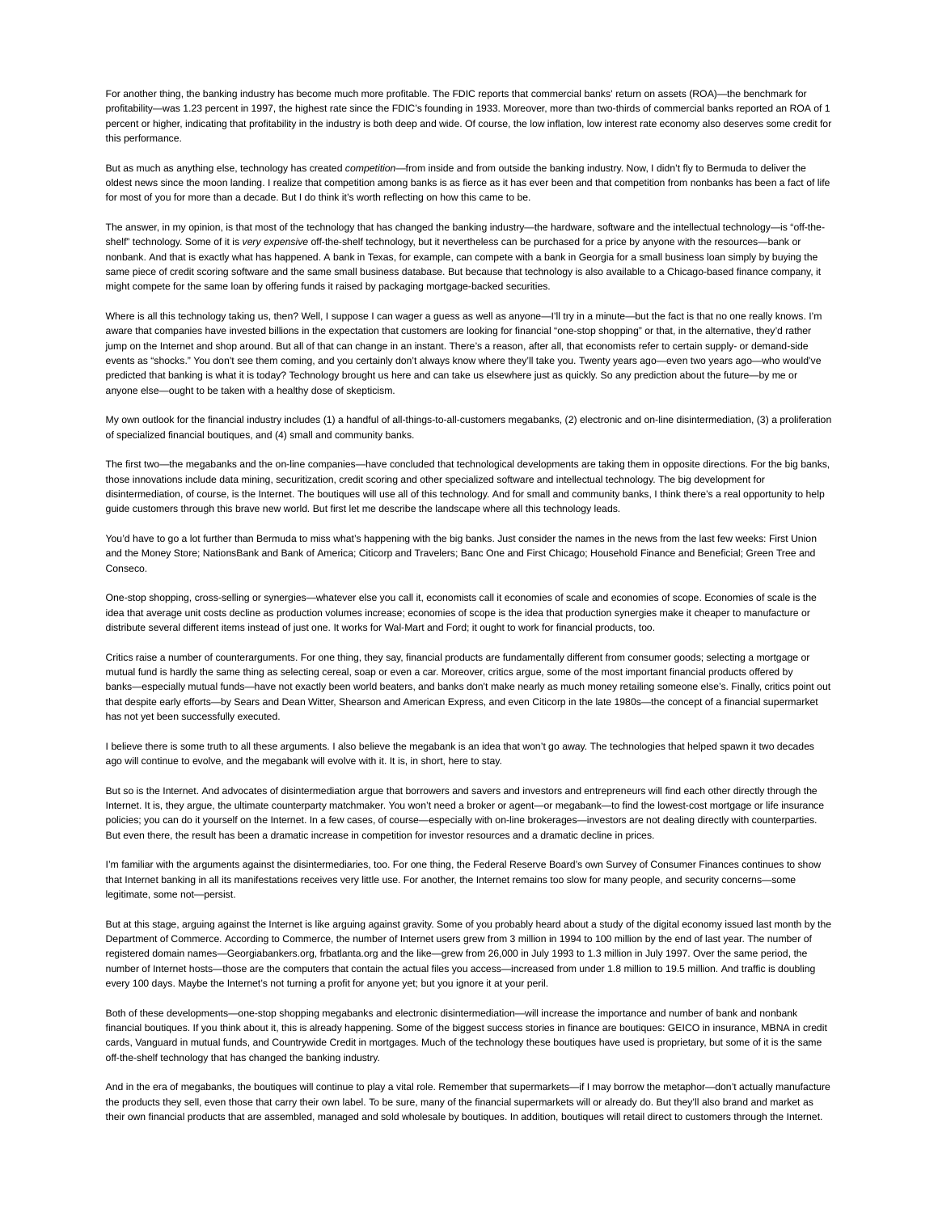For another thing, the banking industry has become much more profitable. The FDIC reports that commercial banks' return on assets (ROA)—the benchmark for profitability—was 1.23 percent in 1997, the highest rate since the FDIC's founding in 1933. Moreover, more than two-thirds of commercial banks reported an ROA of 1 percent or higher, indicating that profitability in the industry is both deep and wide. Of course, the low inflation, low interest rate economy also deserves some credit for this performance.

But as much as anything else, technology has created *competition*—from inside and from outside the banking industry. Now, I didn't fly to Bermuda to deliver the oldest news since the moon landing. I realize that competition among banks is as fierce as it has ever been and that competition from nonbanks has been a fact of life for most of you for more than a decade. But I do think it's worth reflecting on how this came to be.

The answer, in my opinion, is that most of the technology that has changed the banking industry—the hardware, software and the intellectual technology—is "off-the-shelf" technology. Some of it is *very expensive* off-the-shelf technology, but it nevertheless can be purchased for a price by anyone with the resources—bank or nonbank. And that is exactly what has happened. A bank in Texas, for example, can compete with a bank in Georgia for a small business loan simply by buying the same piece of credit scoring software and the same small business database. But because that technology is also available to a Chicago-based finance company, it might compete for the same loan by offering funds it raised by packaging mortgage-backed securities.

Where is all this technology taking us, then? Well, I suppose I can wager a guess as well as anyone—I'll try in a minute—but the fact is that no one really knows. I'm aware that companies have invested billions in the expectation that customers are looking for financial "one-stop shopping" or that, in the alternative, they'd rather jump on the Internet and shop around. But all of that can change in an instant. There's a reason, after all, that economists refer to certain supply- or demand-side events as "shocks." You don't see them coming, and you certainly don't always know where they'll take you. Twenty years ago—even two years ago—who would've predicted that banking is what it is today? Technology brought us here and can take us elsewhere just as quickly. So any prediction about the future—by me or anyone else—ought to be taken with a healthy dose of skepticism.

My own outlook for the financial industry includes (1) a handful of all-things-to-all-customers megabanks, (2) electronic and on-line disintermediation, (3) a proliferation of specialized financial boutiques, and (4) small and community banks.

The first two—the megabanks and the on-line companies—have concluded that technological developments are taking them in opposite directions. For the big banks, those innovations include data mining, securitization, credit scoring and other specialized software and intellectual technology. The big development for disintermediation, of course, is the Internet. The boutiques will use all of this technology. And for small and community banks, I think there's a real opportunity to help guide customers through this brave new world. But first let me describe the landscape where all this technology leads.

You'd have to go a lot further than Bermuda to miss what's happening with the big banks. Just consider the names in the news from the last few weeks: First Union and the Money Store; NationsBank and Bank of America; Citicorp and Travelers; Banc One and First Chicago; Household Finance and Beneficial; Green Tree and Conseco.

One-stop shopping, cross-selling or synergies—whatever else you call it, economists call it economies of scale and economies of scope. Economies of scale is the idea that average unit costs decline as production volumes increase; economies of scope is the idea that production synergies make it cheaper to manufacture or distribute several different items instead of just one. It works for Wal-Mart and Ford; it ought to work for financial products, too.

Critics raise a number of counterarguments. For one thing, they say, financial products are fundamentally different from consumer goods; selecting a mortgage or mutual fund is hardly the same thing as selecting cereal, soap or even a car. Moreover, critics argue, some of the most important financial products offered by banks—especially mutual funds—have not exactly been world beaters, and banks don't make nearly as much money retailing someone else's. Finally, critics point out that despite early efforts—by Sears and Dean Witter, Shearson and American Express, and even Citicorp in the late 1980s—the concept of a financial supermarket has not yet been successfully executed.

I believe there is some truth to all these arguments. I also believe the megabank is an idea that won't go away. The technologies that helped spawn it two decades ago will continue to evolve, and the megabank will evolve with it. It is, in short, here to stay.

But so is the Internet. And advocates of disintermediation argue that borrowers and savers and investors and entrepreneurs will find each other directly through the Internet. It is, they argue, the ultimate counterparty matchmaker. You won't need a broker or agent—or megabank—to find the lowest-cost mortgage or life insurance policies; you can do it yourself on the Internet. In a few cases, of course—especially with on-line brokerages—investors are not dealing directly with counterparties. But even there, the result has been a dramatic increase in competition for investor resources and a dramatic decline in prices.

I'm familiar with the arguments against the disintermediaries, too. For one thing, the Federal Reserve Board's own Survey of Consumer Finances continues to show that Internet banking in all its manifestations receives very little use. For another, the Internet remains too slow for many people, and security concerns—some legitimate, some not—persist.

But at this stage, arguing against the Internet is like arguing against gravity. Some of you probably heard about a study of the digital economy issued last month by the Department of Commerce. According to Commerce, the number of Internet users grew from 3 million in 1994 to 100 million by the end of last year. The number of registered domain names—Georgiabankers.org, frbatlanta.org and the like—grew from 26,000 in July 1993 to 1.3 million in July 1997. Over the same period, the number of Internet hosts—those are the computers that contain the actual files you access—increased from under 1.8 million to 19.5 million. And traffic is doubling every 100 days. Maybe the Internet's not turning a profit for anyone yet; but you ignore it at your peril.

Both of these developments—one-stop shopping megabanks and electronic disintermediation—will increase the importance and number of bank and nonbank financial boutiques. If you think about it, this is already happening. Some of the biggest success stories in finance are boutiques: GEICO in insurance, MBNA in credit cards, Vanguard in mutual funds, and Countrywide Credit in mortgages. Much of the technology these boutiques have used is proprietary, but some of it is the same off-the-shelf technology that has changed the banking industry.

And in the era of megabanks, the boutiques will continue to play a vital role. Remember that supermarkets—if I may borrow the metaphor—don't actually manufacture the products they sell, even those that carry their own label. To be sure, many of the financial supermarkets will or already do. But they'll also brand and market as their own financial products that are assembled, managed and sold wholesale by boutiques. In addition, boutiques will retail direct to customers through the Internet.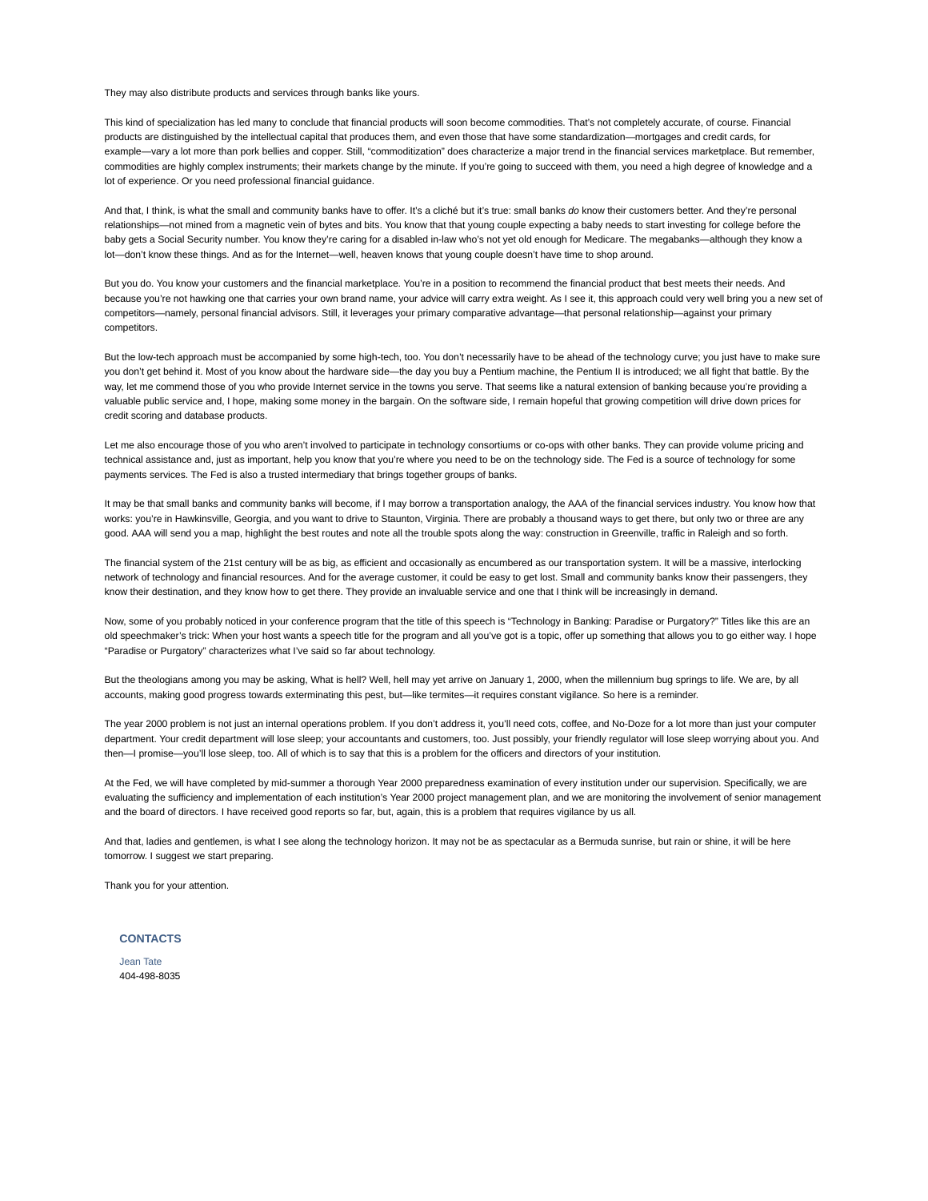They may also distribute products and services through banks like yours.

This kind of specialization has led many to conclude that financial products will soon become commodities. That's not completely accurate, of course. Financial products are distinguished by the intellectual capital that produces them, and even those that have some standardization—mortgages and credit cards, for example—vary a lot more than pork bellies and copper. Still, "commoditization" does characterize a major trend in the financial services marketplace. But remember, commodities are highly complex instruments; their markets change by the minute. If you're going to succeed with them, you need a high degree of knowledge and a lot of experience. Or you need professional financial guidance.

And that, I think, is what the small and community banks have to offer. It's a cliché but it's true: small banks *do* know their customers better. And they're personal relationships—not mined from a magnetic vein of bytes and bits. You know that that young couple expecting a baby needs to start investing for college before the baby gets a Social Security number. You know they're caring for a disabled in-law who's not yet old enough for Medicare. The megabanks—although they know a lot—don't know these things. And as for the Internet—well, heaven knows that young couple doesn't have time to shop around.

But you do. You know your customers and the financial marketplace. You're in a position to recommend the financial product that best meets their needs. And because you're not hawking one that carries your own brand name, your advice will carry extra weight. As I see it, this approach could very well bring you a new set of competitors—namely, personal financial advisors. Still, it leverages your primary comparative advantage—that personal relationship—against your primary competitors.

But the low-tech approach must be accompanied by some high-tech, too. You don't necessarily have to be ahead of the technology curve; you just have to make sure you don't get behind it. Most of you know about the hardware side—the day you buy a Pentium machine, the Pentium II is introduced; we all fight that battle. By the way, let me commend those of you who provide Internet service in the towns you serve. That seems like a natural extension of banking because you're providing a valuable public service and, I hope, making some money in the bargain. On the software side, I remain hopeful that growing competition will drive down prices for credit scoring and database products.

Let me also encourage those of you who aren't involved to participate in technology consortiums or co-ops with other banks. They can provide volume pricing and technical assistance and, just as important, help you know that you're where you need to be on the technology side. The Fed is a source of technology for some payments services. The Fed is also a trusted intermediary that brings together groups of banks.

It may be that small banks and community banks will become, if I may borrow a transportation analogy, the AAA of the financial services industry. You know how that works: you're in Hawkinsville, Georgia, and you want to drive to Staunton, Virginia. There are probably a thousand ways to get there, but only two or three are any good. AAA will send you a map, highlight the best routes and note all the trouble spots along the way: construction in Greenville, traffic in Raleigh and so forth.

The financial system of the 21st century will be as big, as efficient and occasionally as encumbered as our transportation system. It will be a massive, interlocking network of technology and financial resources. And for the average customer, it could be easy to get lost. Small and community banks know their passengers, they know their destination, and they know how to get there. They provide an invaluable service and one that I think will be increasingly in demand.

Now, some of you probably noticed in your conference program that the title of this speech is "Technology in Banking: Paradise or Purgatory?" Titles like this are an old speechmaker's trick: When your host wants a speech title for the program and all you've got is a topic, offer up something that allows you to go either way. I hope "Paradise or Purgatory" characterizes what I've said so far about technology.

But the theologians among you may be asking, What is hell? Well, hell may yet arrive on January 1, 2000, when the millennium bug springs to life. We are, by all accounts, making good progress towards exterminating this pest, but—like termites—it requires constant vigilance. So here is a reminder.

The year 2000 problem is not just an internal operations problem. If you don't address it, you'll need cots, coffee, and No-Doze for a lot more than just your computer department. Your credit department will lose sleep; your accountants and customers, too. Just possibly, your friendly regulator will lose sleep worrying about you. And then—I promise—you'll lose sleep, too. All of which is to say that this is a problem for the officers and directors of your institution.

At the Fed, we will have completed by mid-summer a thorough Year 2000 preparedness examination of every institution under our supervision. Specifically, we are evaluating the sufficiency and implementation of each institution's Year 2000 project management plan, and we are monitoring the involvement of senior management and the board of directors. I have received good reports so far, but, again, this is a problem that requires vigilance by us all.

And that, ladies and gentlemen, is what I see along the technology horizon. It may not be as spectacular as a Bermuda sunrise, but rain or shine, it will be here tomorrow. I suggest we start preparing.

Thank you for your attention.

### CONTACTS

Jean Tate
404-498-8035